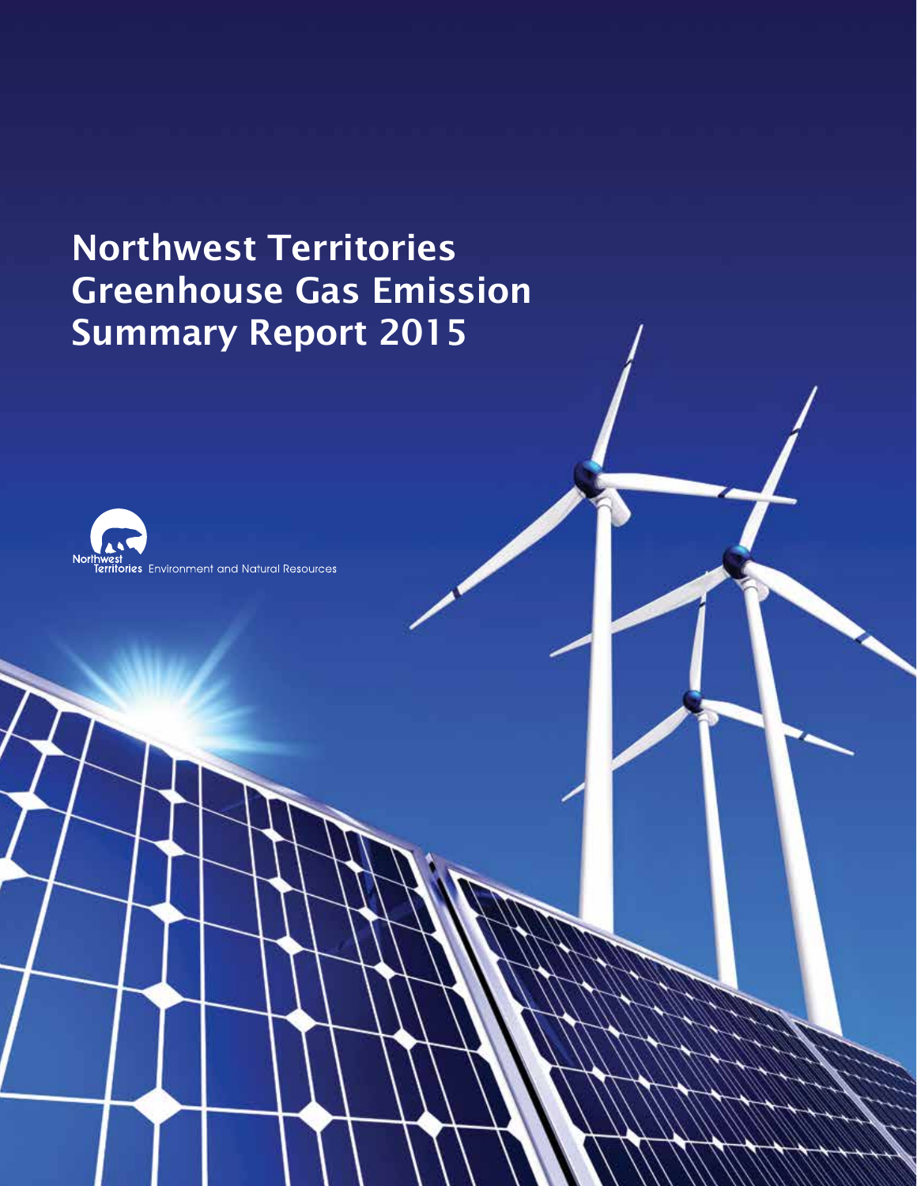# Northwest Territories Greenhouse Gas Emission Summary Report 2015

Northwest Territories Environment and Natural Resources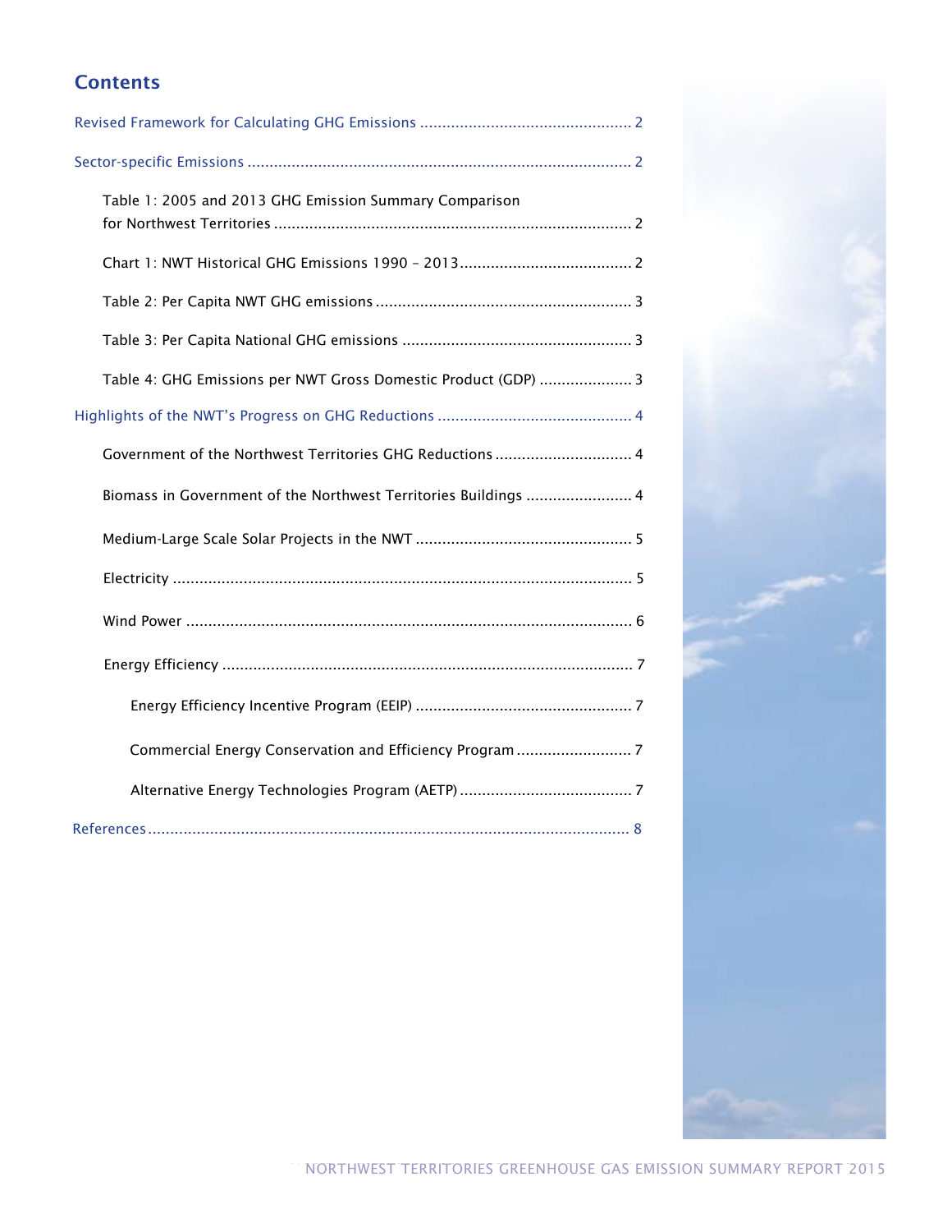## Contents

Revised Framework for Calculating GHG Emissions ............................................... 2

Sector-specific Emissions ...................................................................................... 2

- Table 1: 2005 and 2013 GHG Emission Summary Comparison for Northwest Territories ................................................................................ 2
- Chart 1: NWT Historical GHG Emissions 1990 – 2013....................................... 2
- Table 2: Per Capita NWT GHG emissions .......................................................... 3
- Table 3: Per Capita National GHG emissions .................................................... 3
- Table 4: GHG Emissions per NWT Gross Domestic Product (GDP) ..................... 3

Highlights of the NWT's Progress on GHG Reductions ............................................ 4

- Government of the Northwest Territories GHG Reductions ............................... 4
- Biomass in Government of the Northwest Territories Buildings ........................ 4
- Medium-Large Scale Solar Projects in the NWT ................................................. 5
- Electricity ....................................................................................................... 5
- Wind Power .................................................................................................... 6
- Energy Efficiency ............................................................................................ 7
  - Energy Efficiency Incentive Program (EEIP) ................................................. 7
  - Commercial Energy Conservation and Efficiency Program .......................... 7
  - Alternative Energy Technologies Program (AETP) ....................................... 7

References ............................................................................................................ 8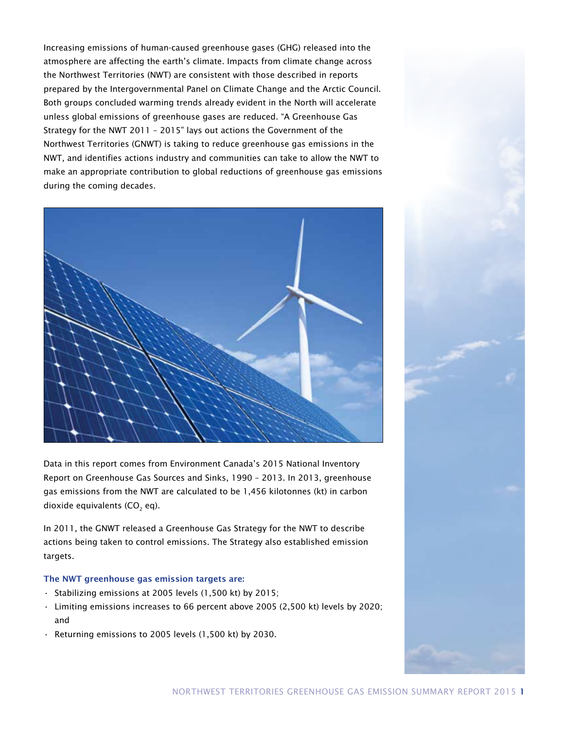Increasing emissions of human-caused greenhouse gases (GHG) released into the atmosphere are affecting the earth's climate. Impacts from climate change across the Northwest Territories (NWT) are consistent with those described in reports prepared by the Intergovernmental Panel on Climate Change and the Arctic Council. Both groups concluded warming trends already evident in the North will accelerate unless global emissions of greenhouse gases are reduced. "A Greenhouse Gas Strategy for the NWT 2011 – 2015" lays out actions the Government of the Northwest Territories (GNWT) is taking to reduce greenhouse gas emissions in the NWT, and identifies actions industry and communities can take to allow the NWT to make an appropriate contribution to global reductions of greenhouse gas emissions during the coming decades.

Data in this report comes from Environment Canada's 2015 National Inventory Report on Greenhouse Gas Sources and Sinks, 1990 – 2013. In 2013, greenhouse gas emissions from the NWT are calculated to be 1,456 kilotonnes (kt) in carbon dioxide equivalents ($CO_2$ eq).

In 2011, the GNWT released a Greenhouse Gas Strategy for the NWT to describe actions being taken to control emissions. The Strategy also established emission targets.

**The NWT greenhouse gas emission targets are:**

- Stabilizing emissions at 2005 levels (1,500 kt) by 2015;
- Limiting emissions increases to 66 percent above 2005 (2,500 kt) levels by 2020; and
- Returning emissions to 2005 levels (1,500 kt) by 2030.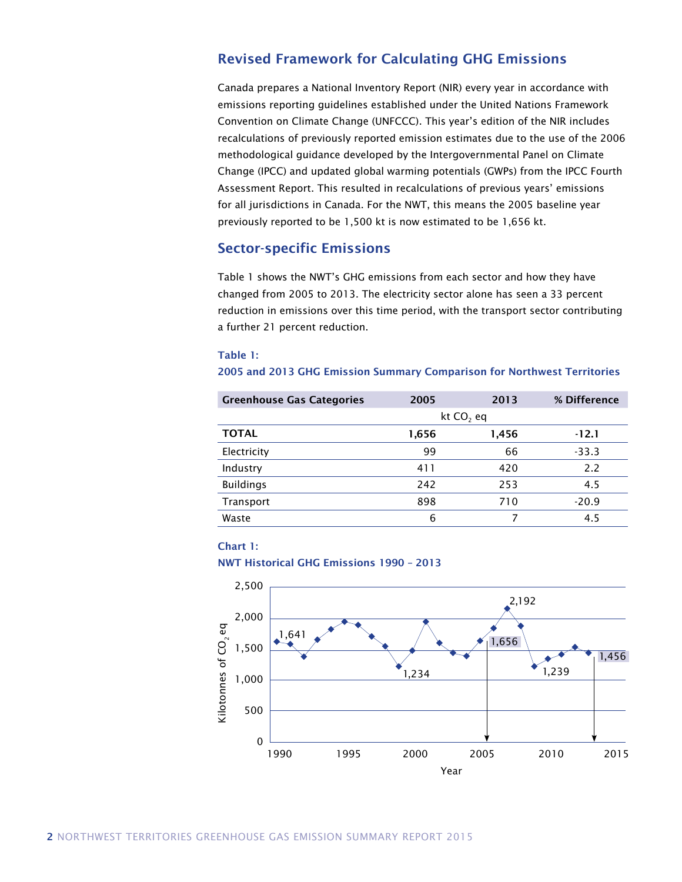## Revised Framework for Calculating GHG Emissions

Canada prepares a National Inventory Report (NIR) every year in accordance with emissions reporting guidelines established under the United Nations Framework Convention on Climate Change (UNFCCC). This year's edition of the NIR includes recalculations of previously reported emission estimates due to the use of the 2006 methodological guidance developed by the Intergovernmental Panel on Climate Change (IPCC) and updated global warming potentials (GWPs) from the IPCC Fourth Assessment Report. This resulted in recalculations of previous years' emissions for all jurisdictions in Canada. For the NWT, this means the 2005 baseline year previously reported to be 1,500 kt is now estimated to be 1,656 kt.

## Sector-specific Emissions

Table 1 shows the NWT's GHG emissions from each sector and how they have changed from 2005 to 2013. The electricity sector alone has seen a 33 percent reduction in emissions over this time period, with the transport sector contributing a further 21 percent reduction.

**Table 1:**
**2005 and 2013 GHG Emission Summary Comparison for Northwest Territories**

| Greenhouse Gas Categories | 2005 | 2013 | % Difference |
|---|---|---|---|
| | kt $CO_2$ eq | | |
| **TOTAL** | **1,656** | **1,456** | **-12.1** |
| Electricity | 99 | 66 | -33.3 |
| Industry | 411 | 420 | 2.2 |
| Buildings | 242 | 253 | 4.5 |
| Transport | 898 | 710 | -20.9 |
| Waste | 6 | 7 | 4.5 |

**Chart 1:**
**NWT Historical GHG Emissions 1990 – 2013**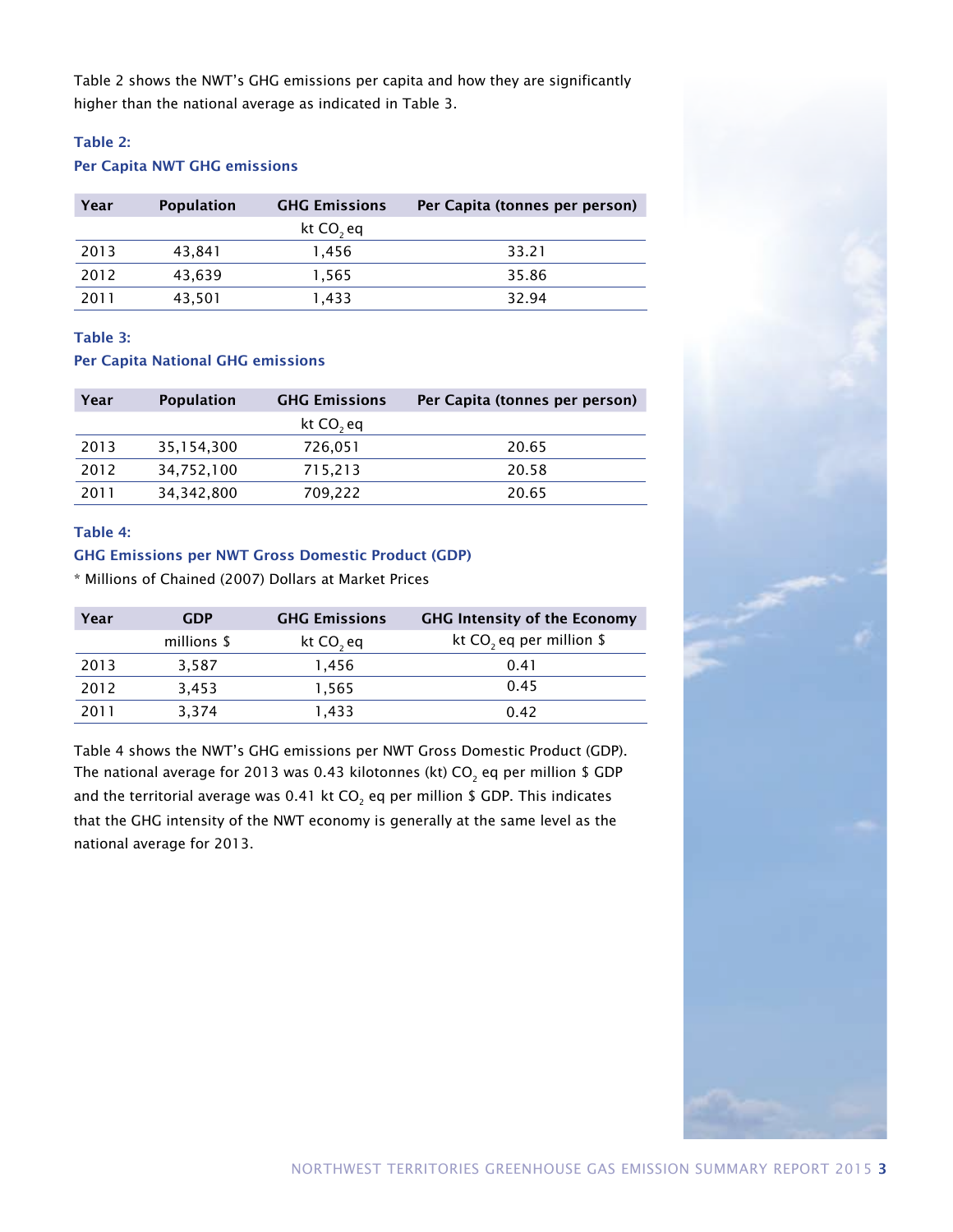Table 2 shows the NWT's GHG emissions per capita and how they are significantly higher than the national average as indicated in Table 3.

### Table 2:
### Per Capita NWT GHG emissions

| Year | Population | GHG Emissions | Per Capita (tonnes per person) |
|---|---|---|---|
| | | kt $CO_2$ eq | |
| 2013 | 43,841 | 1,456 | 33.21 |
| 2012 | 43,639 | 1,565 | 35.86 |
| 2011 | 43,501 | 1,433 | 32.94 |

### Table 3:
### Per Capita National GHG emissions

| Year | Population | GHG Emissions | Per Capita (tonnes per person) |
|---|---|---|---|
| | | kt $CO_2$ eq | |
| 2013 | 35,154,300 | 726,051 | 20.65 |
| 2012 | 34,752,100 | 715,213 | 20.58 |
| 2011 | 34,342,800 | 709,222 | 20.65 |

### Table 4:
### GHG Emissions per NWT Gross Domestic Product (GDP)

* Millions of Chained (2007) Dollars at Market Prices

| Year | GDP | GHG Emissions | GHG Intensity of the Economy |
|---|---|---|---|
| | millions $ | kt $CO_2$ eq | kt $CO_2$ eq per million $ |
| 2013 | 3,587 | 1,456 | 0.41 |
| 2012 | 3,453 | 1,565 | 0.45 |
| 2011 | 3,374 | 1,433 | 0.42 |

Table 4 shows the NWT's GHG emissions per NWT Gross Domestic Product (GDP). The national average for 2013 was 0.43 kilotonnes (kt) $CO_2$ eq per million $ GDP and the territorial average was 0.41 kt $CO_2$ eq per million $ GDP. This indicates that the GHG intensity of the NWT economy is generally at the same level as the national average for 2013.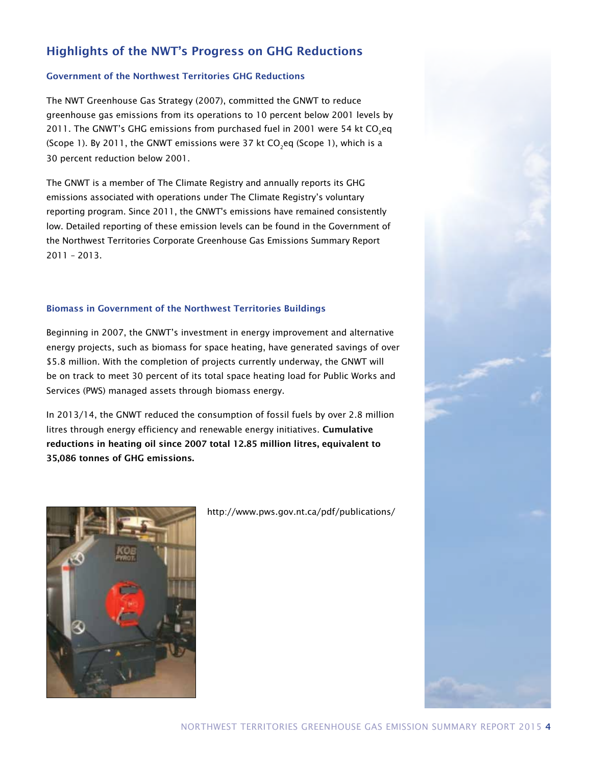## Highlights of the NWT's Progress on GHG Reductions

### Government of the Northwest Territories GHG Reductions

The NWT Greenhouse Gas Strategy (2007), committed the GNWT to reduce greenhouse gas emissions from its operations to 10 percent below 2001 levels by 2011. The GNWT's GHG emissions from purchased fuel in 2001 were 54 kt $CO_2$eq (Scope 1). By 2011, the GNWT emissions were 37 kt $CO_2$eq (Scope 1), which is a 30 percent reduction below 2001.

The GNWT is a member of The Climate Registry and annually reports its GHG emissions associated with operations under The Climate Registry's voluntary reporting program. Since 2011, the GNWT's emissions have remained consistently low. Detailed reporting of these emission levels can be found in the Government of the Northwest Territories Corporate Greenhouse Gas Emissions Summary Report 2011 – 2013.

### Biomass in Government of the Northwest Territories Buildings

Beginning in 2007, the GNWT's investment in energy improvement and alternative energy projects, such as biomass for space heating, have generated savings of over $5.8 million. With the completion of projects currently underway, the GNWT will be on track to meet 30 percent of its total space heating load for Public Works and Services (PWS) managed assets through biomass energy.

In 2013/14, the GNWT reduced the consumption of fossil fuels by over 2.8 million litres through energy efficiency and renewable energy initiatives. **Cumulative reductions in heating oil since 2007 total 12.85 million litres, equivalent to 35,086 tonnes of GHG emissions.**

http://www.pws.gov.nt.ca/pdf/publications/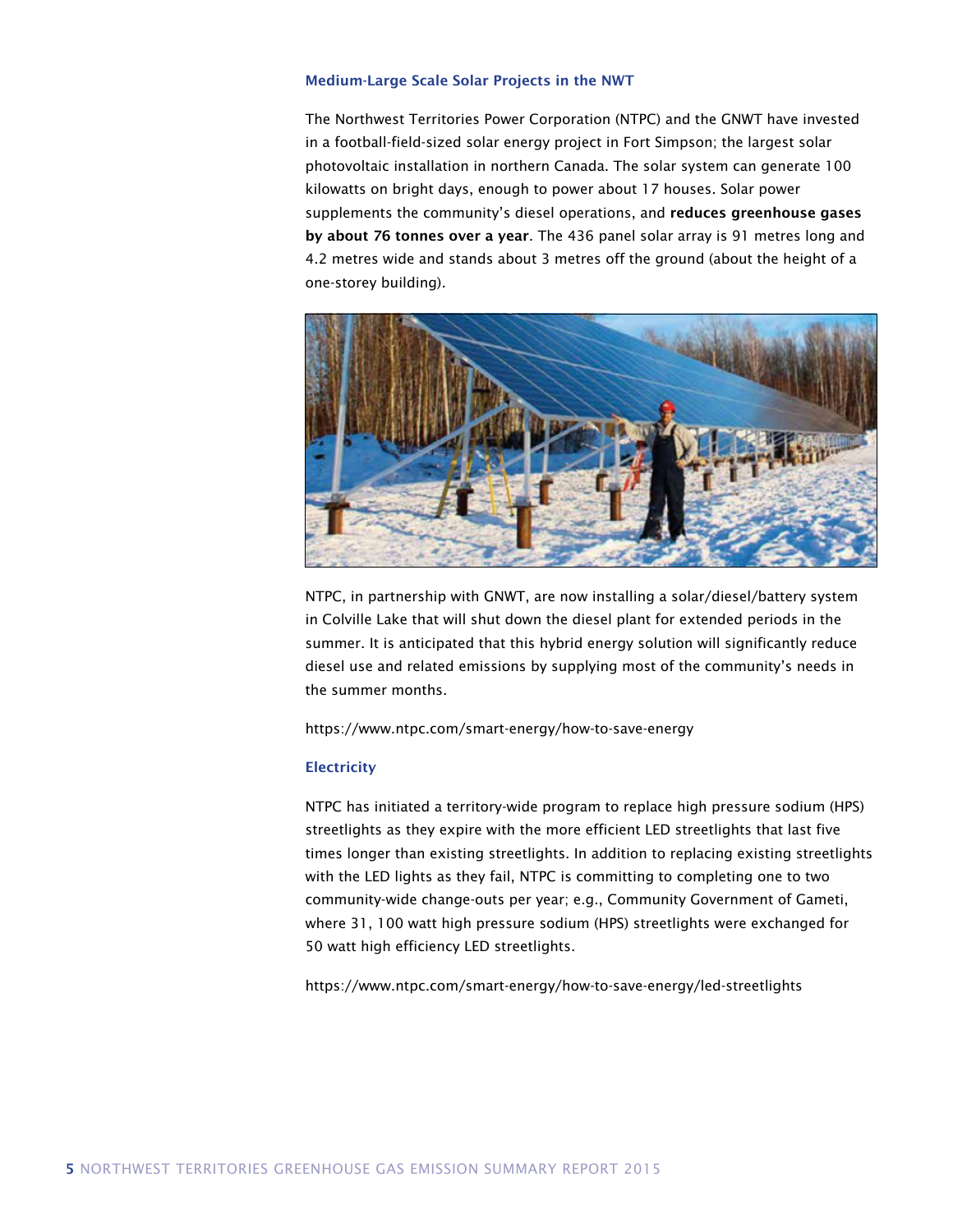### Medium-Large Scale Solar Projects in the NWT

The Northwest Territories Power Corporation (NTPC) and the GNWT have invested in a football-field-sized solar energy project in Fort Simpson; the largest solar photovoltaic installation in northern Canada. The solar system can generate 100 kilowatts on bright days, enough to power about 17 houses. Solar power supplements the community's diesel operations, and **reduces greenhouse gases by about 76 tonnes over a year**. The 436 panel solar array is 91 metres long and 4.2 metres wide and stands about 3 metres off the ground (about the height of a one-storey building).

NTPC, in partnership with GNWT, are now installing a solar/diesel/battery system in Colville Lake that will shut down the diesel plant for extended periods in the summer. It is anticipated that this hybrid energy solution will significantly reduce diesel use and related emissions by supplying most of the community's needs in the summer months.

https://www.ntpc.com/smart-energy/how-to-save-energy

### Electricity

NTPC has initiated a territory-wide program to replace high pressure sodium (HPS) streetlights as they expire with the more efficient LED streetlights that last five times longer than existing streetlights. In addition to replacing existing streetlights with the LED lights as they fail, NTPC is committing to completing one to two community-wide change-outs per year; e.g., Community Government of Gameti, where 31, 100 watt high pressure sodium (HPS) streetlights were exchanged for 50 watt high efficiency LED streetlights.

https://www.ntpc.com/smart-energy/how-to-save-energy/led-streetlights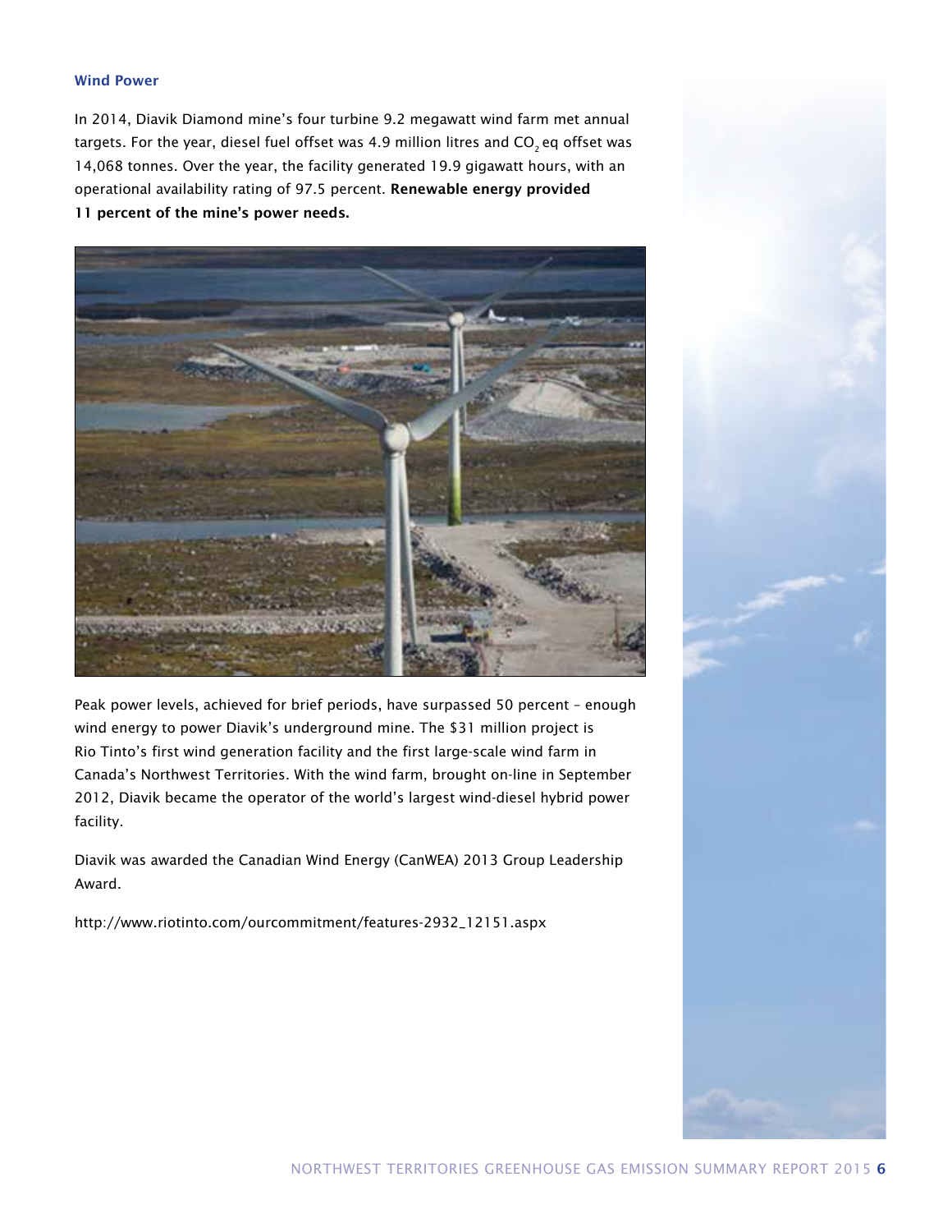### Wind Power

In 2014, Diavik Diamond mine's four turbine 9.2 megawatt wind farm met annual targets. For the year, diesel fuel offset was 4.9 million litres and $CO_2$ eq offset was 14,068 tonnes. Over the year, the facility generated 19.9 gigawatt hours, with an operational availability rating of 97.5 percent. **Renewable energy provided 11 percent of the mine's power needs.**

Peak power levels, achieved for brief periods, have surpassed 50 percent – enough wind energy to power Diavik's underground mine. The $31 million project is Rio Tinto's first wind generation facility and the first large-scale wind farm in Canada's Northwest Territories. With the wind farm, brought on-line in September 2012, Diavik became the operator of the world's largest wind-diesel hybrid power facility.

Diavik was awarded the Canadian Wind Energy (CanWEA) 2013 Group Leadership Award.

http://www.riotinto.com/ourcommitment/features-2932_12151.aspx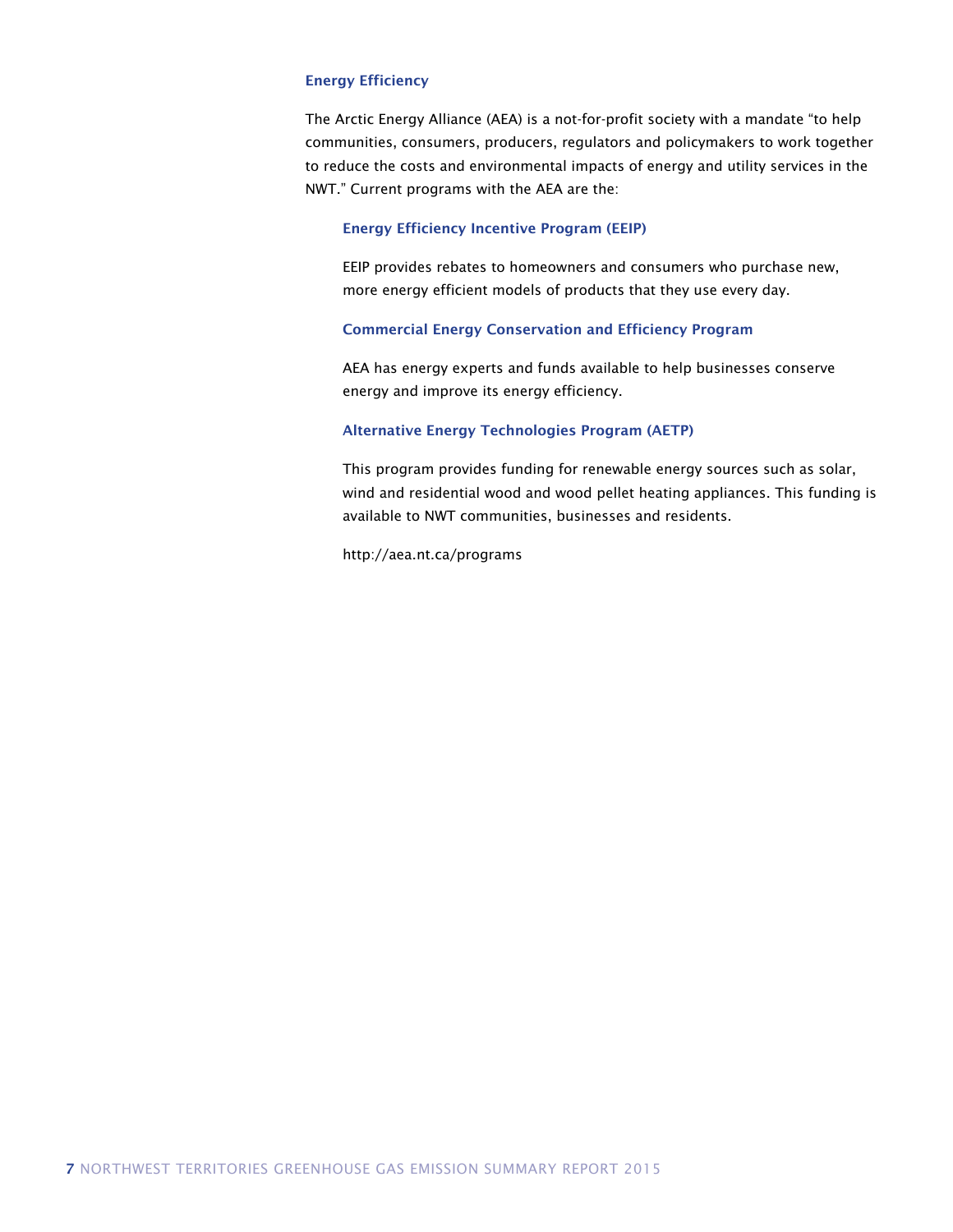## Energy Efficiency

The Arctic Energy Alliance (AEA) is a not-for-profit society with a mandate "to help communities, consumers, producers, regulators and policymakers to work together to reduce the costs and environmental impacts of energy and utility services in the NWT." Current programs with the AEA are the:

### Energy Efficiency Incentive Program (EEIP)

EEIP provides rebates to homeowners and consumers who purchase new, more energy efficient models of products that they use every day.

### Commercial Energy Conservation and Efficiency Program

AEA has energy experts and funds available to help businesses conserve energy and improve its energy efficiency.

### Alternative Energy Technologies Program (AETP)

This program provides funding for renewable energy sources such as solar, wind and residential wood and wood pellet heating appliances. This funding is available to NWT communities, businesses and residents.

http://aea.nt.ca/programs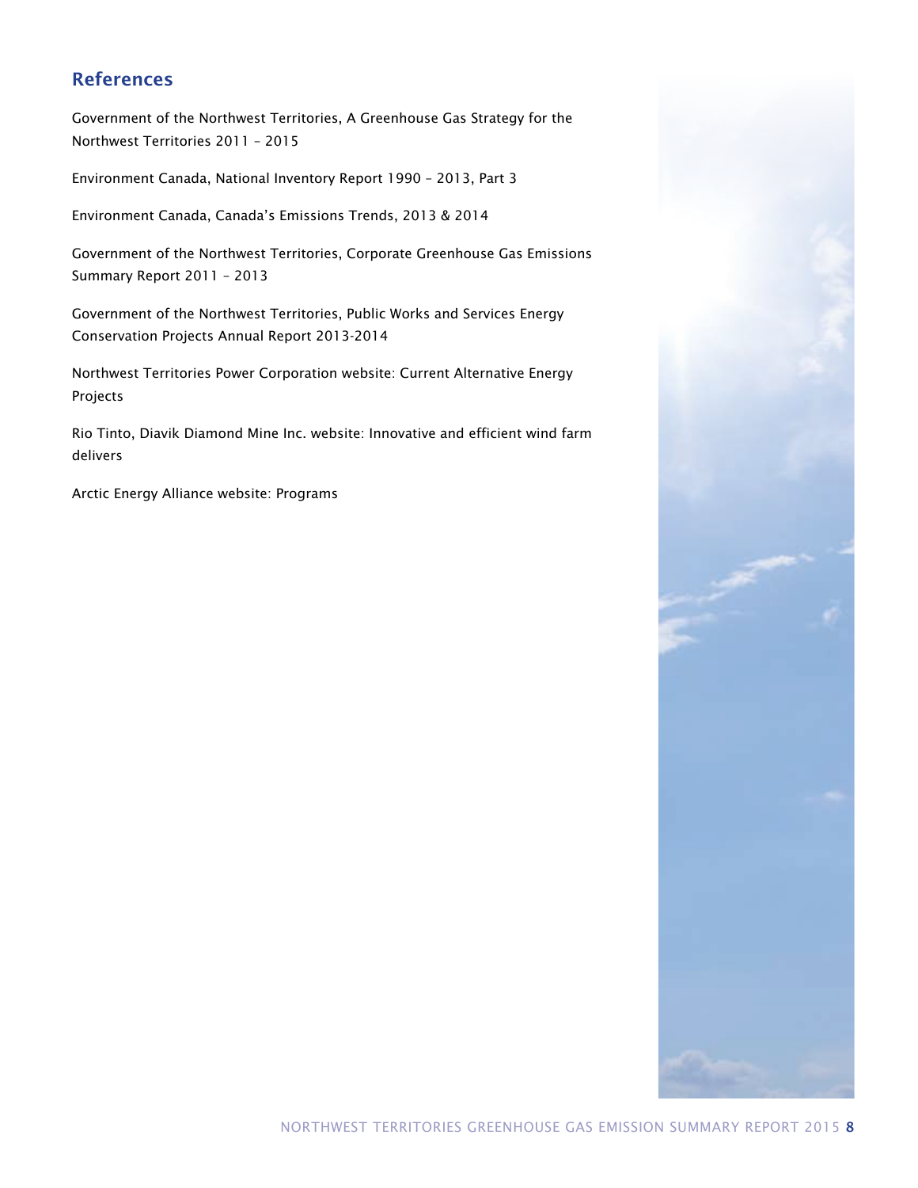## References

Government of the Northwest Territories, A Greenhouse Gas Strategy for the Northwest Territories 2011 – 2015

Environment Canada, National Inventory Report 1990 – 2013, Part 3

Environment Canada, Canada's Emissions Trends, 2013 & 2014

Government of the Northwest Territories, Corporate Greenhouse Gas Emissions Summary Report 2011 – 2013

Government of the Northwest Territories, Public Works and Services Energy Conservation Projects Annual Report 2013-2014

Northwest Territories Power Corporation website: Current Alternative Energy Projects

Rio Tinto, Diavik Diamond Mine Inc. website: Innovative and efficient wind farm delivers

Arctic Energy Alliance website: Programs